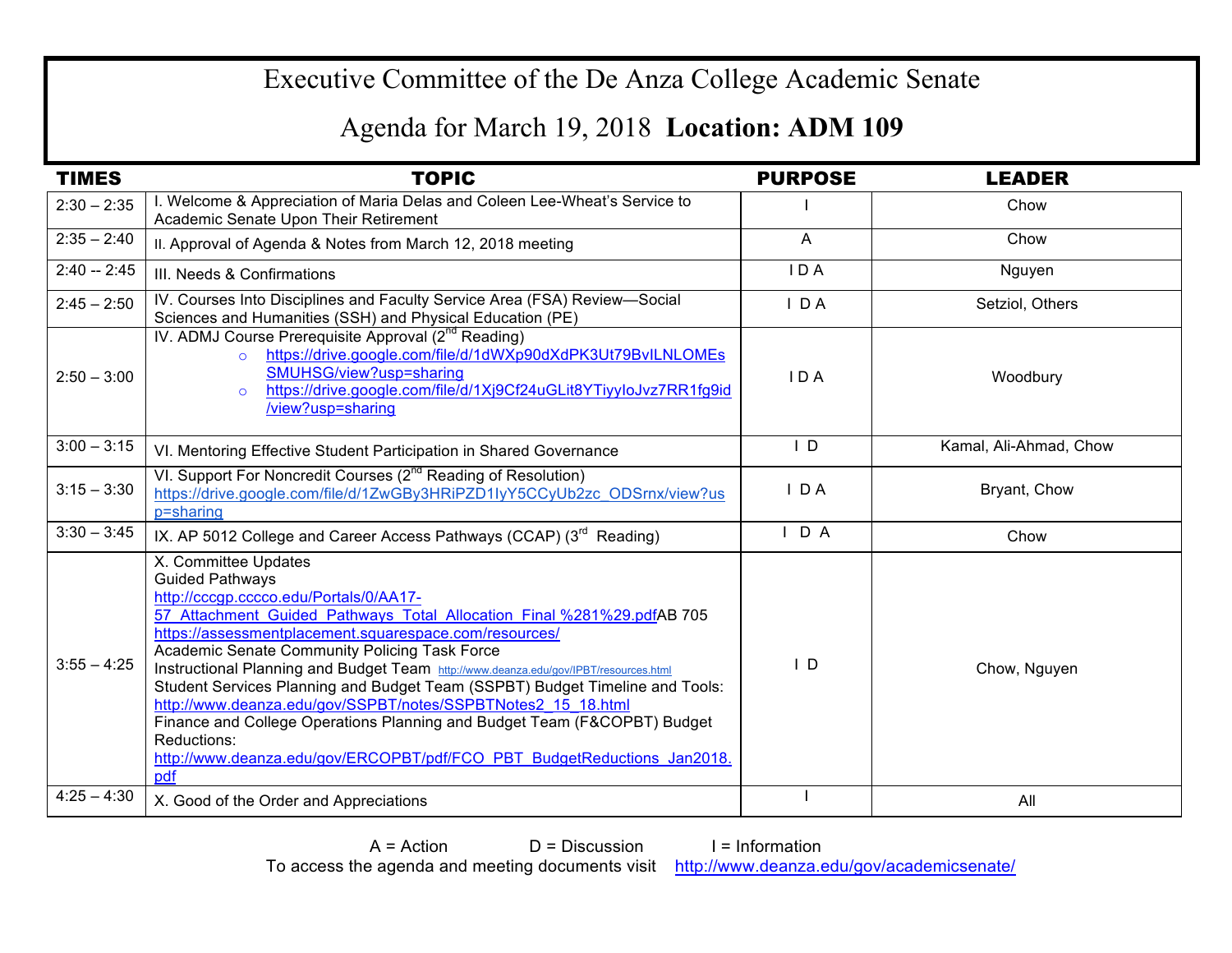# Executive Committee of the De Anza College Academic Senate

## Agenda for March 19, 2018 **Location: ADM 109**

| TIMES | TOPIC | PURPOSE | LEADER |
|---|---|---|---|
| 2:30 – 2:35 | I. Welcome & Appreciation of Maria Delas and Coleen Lee-Wheat's Service to Academic Senate Upon Their Retirement | I | Chow |
| 2:35 – 2:40 | II. Approval of Agenda & Notes from March 12, 2018 meeting | A | Chow |
| 2:40 -- 2:45 | III. Needs & Confirmations | I D A | Nguyen |
| 2:45 – 2:50 | IV. Courses Into Disciplines and Faculty Service Area (FSA) Review—Social Sciences and Humanities (SSH) and Physical Education (PE) | I D A | Setziol, Others |
| 2:50 – 3:00 | IV. ADMJ Course Prerequisite Approval (2nd Reading)<br>○ https://drive.google.com/file/d/1dWXp90dXdPK3Ut79BvILNLOMEsSMUHSG/view?usp=sharing<br>○ https://drive.google.com/file/d/1Xj9Cf24uGLit8YTiyyIoJvz7RR1fg9id/view?usp=sharing | I D A | Woodbury |
| 3:00 – 3:15 | VI. Mentoring Effective Student Participation in Shared Governance | I D | Kamal, Ali-Ahmad, Chow |
| 3:15 – 3:30 | VI. Support For Noncredit Courses (2nd Reading of Resolution) https://drive.google.com/file/d/1ZwGBy3HRiPZD1IyY5CCyUb2zc_ODSrnx/view?usp=sharing | I D A | Bryant, Chow |
| 3:30 – 3:45 | IX. AP 5012 College and Career Access Pathways (CCAP) (3rd Reading) | I D A | Chow |
| 3:55 – 4:25 | X. Committee Updates<br>Guided Pathways<br>http://cccgp.cccco.edu/Portals/0/AA17-57_Attachment_Guided_Pathways_Total_Allocation_Final_%281%29.pdfAB 705<br>https://assessmentplacement.squarespace.com/resources/<br>Academic Senate Community Policing Task Force<br>Instructional Planning and Budget Team http://www.deanza.edu/gov/IPBT/resources.html<br>Student Services Planning and Budget Team (SSPBT) Budget Timeline and Tools: http://www.deanza.edu/gov/SSPBT/notes/SSPBTNotes2_15_18.html<br>Finance and College Operations Planning and Budget Team (F&COPBT) Budget Reductions: http://www.deanza.edu/gov/ERCOPBT/pdf/FCO_PBT_BudgetReductions_Jan2018.pdf | I D | Chow, Nguyen |
| 4:25 – 4:30 | X. Good of the Order and Appreciations | I | All |

A = Action D = Discussion I = Information

To access the agenda and meeting documents visit http://www.deanza.edu/gov/academicsenate/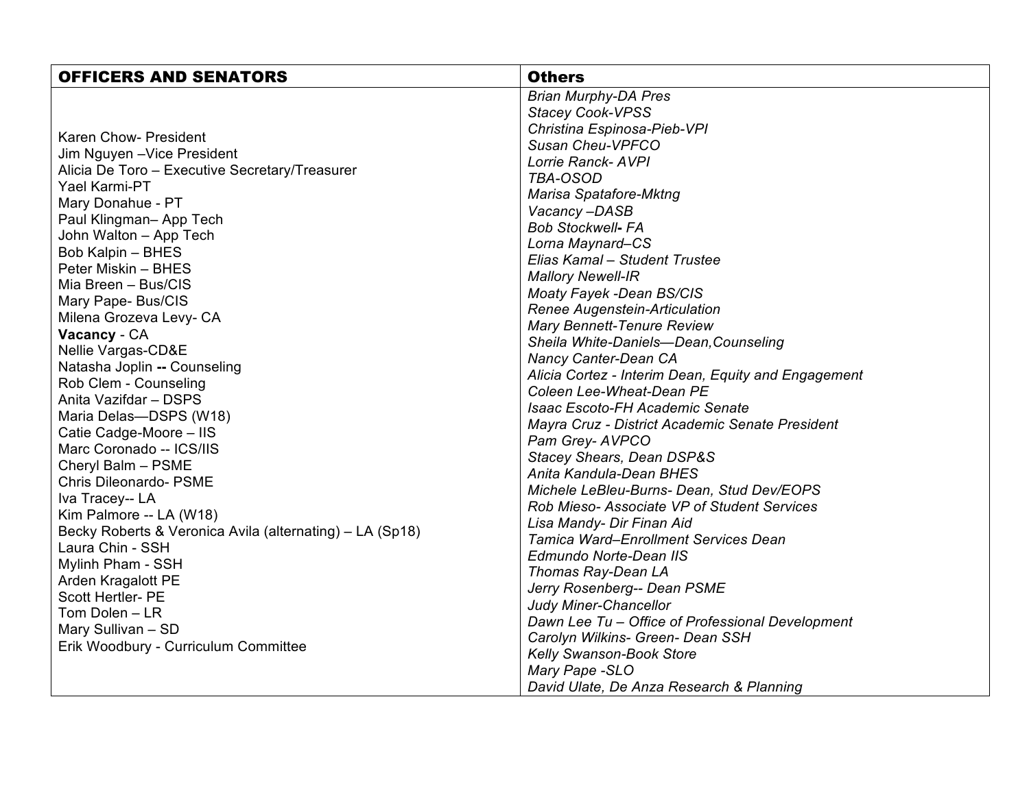| OFFICERS AND SENATORS | Others |
| --- | --- |
| Karen Chow- President<br>Jim Nguyen –Vice President<br>Alicia De Toro – Executive Secretary/Treasurer<br>Yael Karmi-PT<br>Mary Donahue - PT<br>Paul Klingman– App Tech<br>John Walton – App Tech<br>Bob Kalpin – BHES<br>Peter Miskin – BHES<br>Mia Breen – Bus/CIS<br>Mary Pape- Bus/CIS<br>Milena Grozeva Levy- CA<br>**Vacancy** - CA<br>Nellie Vargas-CD&E<br>Natasha Joplin **--** Counseling<br>Rob Clem - Counseling<br>Anita Vazifdar – DSPS<br>Maria Delas—DSPS (W18)<br>Catie Cadge-Moore – IIS<br>Marc Coronado -- ICS/IIS<br>Cheryl Balm – PSME<br>Chris Dileonardo- PSME<br>Iva Tracey-- LA<br>Kim Palmore -- LA (W18)<br>Becky Roberts & Veronica Avila (alternating) – LA (Sp18)<br>Laura Chin - SSH<br>Mylinh Pham - SSH<br>Arden Kragalott PE<br>Scott Hertler- PE<br>Tom Dolen – LR<br>Mary Sullivan – SD<br>Erik Woodbury - Curriculum Committee | *Brian Murphy-DA Pres*<br>*Stacey Cook-VPSS*<br>*Christina Espinosa-Pieb-VPI*<br>*Susan Cheu-VPFCO*<br>*Lorrie Ranck- AVPI*<br>*TBA-OSOD*<br>*Marisa Spatafore-Mktng*<br>*Vacancy –DASB*<br>*Bob Stockwell- FA*<br>*Lorna Maynard–CS*<br>*Elias Kamal – Student Trustee*<br>*Mallory Newell-IR*<br>*Moaty Fayek -Dean BS/CIS*<br>*Renee Augenstein-Articulation*<br>*Mary Bennett-Tenure Review*<br>*Sheila White-Daniels—Dean,Counseling*<br>*Nancy Canter-Dean CA*<br>*Alicia Cortez - Interim Dean, Equity and Engagement*<br>*Coleen Lee-Wheat-Dean PE*<br>*Isaac Escoto-FH Academic Senate*<br>*Mayra Cruz - District Academic Senate President*<br>*Pam Grey- AVPCO*<br>*Stacey Shears, Dean DSP&S*<br>*Anita Kandula-Dean BHES*<br>*Michele LeBleu-Burns- Dean, Stud Dev/EOPS*<br>*Rob Mieso- Associate VP of Student Services*<br>*Lisa Mandy- Dir Finan Aid*<br>*Tamica Ward–Enrollment Services Dean*<br>*Edmundo Norte-Dean IIS*<br>*Thomas Ray-Dean LA*<br>*Jerry Rosenberg-- Dean PSME*<br>*Judy Miner-Chancellor*<br>*Dawn Lee Tu – Office of Professional Development*<br>*Carolyn Wilkins- Green- Dean SSH*<br>*Kelly Swanson-Book Store*<br>*Mary Pape -SLO*<br>*David Ulate, De Anza Research & Planning* |